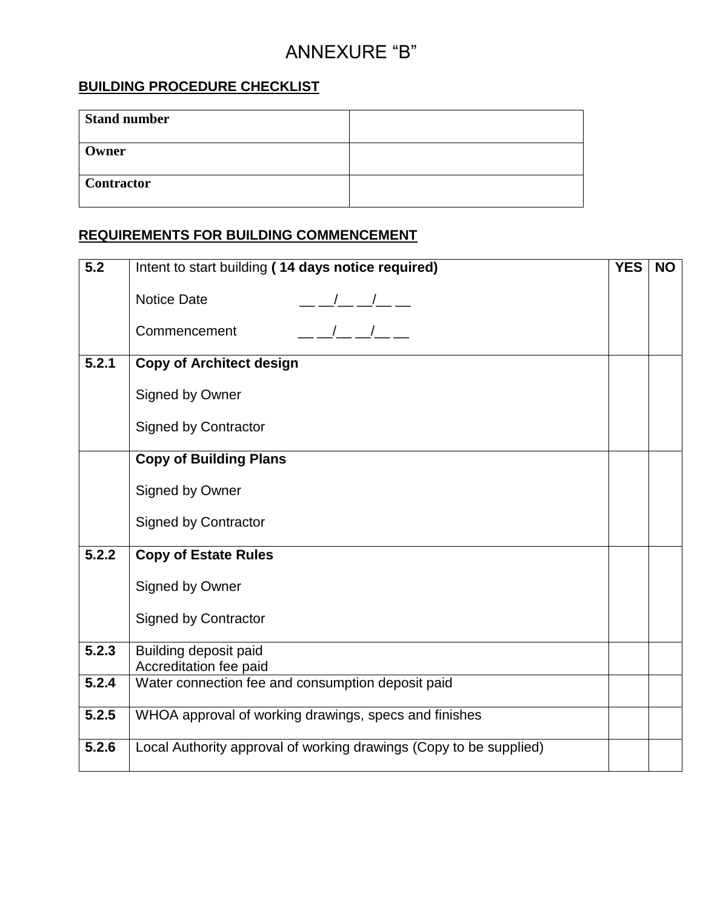# ANNEXURE "B"

## BUILDING PROCEDURE CHECKLIST

| | |
|---|---|
| **Stand number** | |
| **Owner** | |
| **Contractor** | |

## REQUIREMENTS FOR BUILDING COMMENCEMENT

| | | | |
|---|---|---|---|
| **5.2** | Intent to start building **( 14 days notice required)**<br><br>Notice Date __ __/__ __/__ __<br><br>Commencement __ __/__ __/__ __ | **YES** | **NO** |
| **5.2.1** | **Copy of Architect design**<br><br>Signed by Owner<br><br>Signed by Contractor | | |
| | **Copy of Building Plans**<br><br>Signed by Owner<br><br>Signed by Contractor | | |
| **5.2.2** | **Copy of Estate Rules**<br><br>Signed by Owner<br><br>Signed by Contractor | | |
| **5.2.3** | Building deposit paid<br>Accreditation fee paid | | |
| **5.2.4** | Water connection fee and consumption deposit paid | | |
| **5.2.5** | WHOA approval of working drawings, specs and finishes | | |
| **5.2.6** | Local Authority approval of working drawings (Copy to be supplied) | | |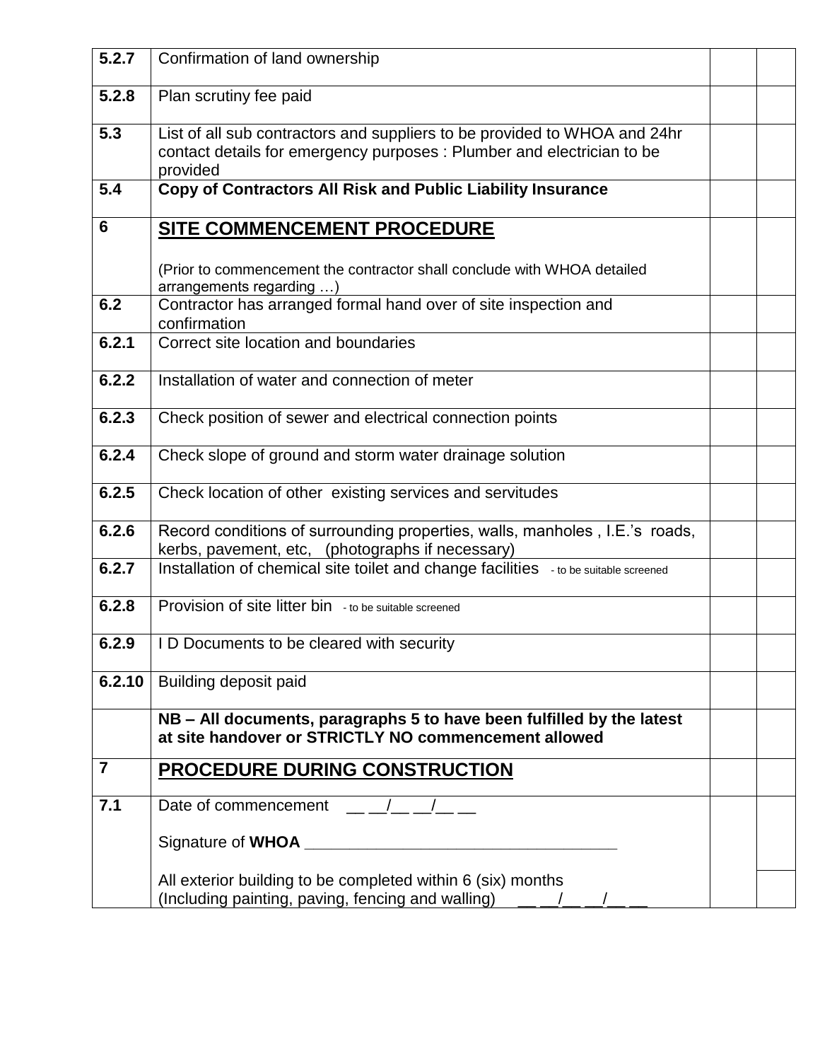| | | | |
|---|---|---|---|
| **5.2.7** | Confirmation of land ownership | | |
| **5.2.8** | Plan scrutiny fee paid | | |
| **5.3** | List of all sub contractors and suppliers to be provided to WHOA and 24hr contact details for emergency purposes : Plumber and electrician to be provided | | |
| **5.4** | **Copy of Contractors All Risk and Public Liability Insurance** | | |
| **6** | **<u>SITE COMMENCEMENT PROCEDURE</u>**<br><br>(Prior to commencement the contractor shall conclude with WHOA detailed arrangements regarding …) | | |
| **6.2** | Contractor has arranged formal hand over of site inspection and confirmation | | |
| **6.2.1** | Correct site location and boundaries | | |
| **6.2.2** | Installation of water and connection of meter | | |
| **6.2.3** | Check position of sewer and electrical connection points | | |
| **6.2.4** | Check slope of ground and storm water drainage solution | | |
| **6.2.5** | Check location of other existing services and servitudes | | |
| **6.2.6** | Record conditions of surrounding properties, walls, manholes , I.E.'s roads, kerbs, pavement, etc, (photographs if necessary) | | |
| **6.2.7** | Installation of chemical site toilet and change facilities - to be suitable screened | | |
| **6.2.8** | Provision of site litter bin - to be suitable screened | | |
| **6.2.9** | I D Documents to be cleared with security | | |
| **6.2.10** | Building deposit paid | | |
| | **NB – All documents, paragraphs 5 to have been fulfilled by the latest at site handover or STRICTLY NO commencement allowed** | | |
| **7** | **<u>PROCEDURE DURING CONSTRUCTION</u>** | | |
| **7.1** | Date of commencement __ __/__ __/__ __<br><br>Signature of **WHOA** ____________________________________<br><br>All exterior building to be completed within 6 (six) months (Including painting, paving, fencing and walling) __ __/__ __/__ __ | | |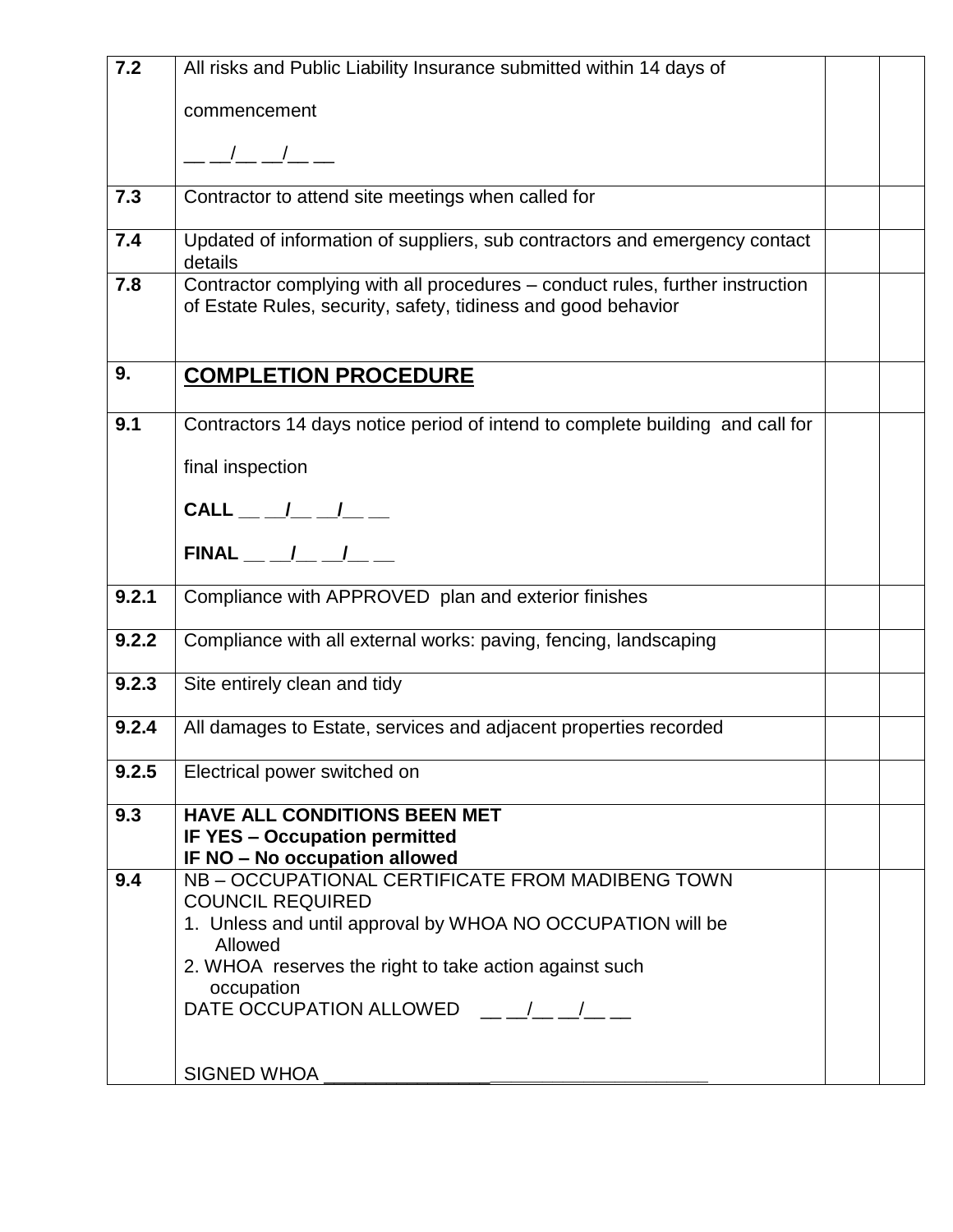| | | | |
|---|---|---|---|
| **7.2** | All risks and Public Liability Insurance submitted within 14 days of commencement<br><br>__ __/__ __/__ __ | | |
| **7.3** | Contractor to attend site meetings when called for | | |
| **7.4** | Updated of information of suppliers, sub contractors and emergency contact details | | |
| **7.8** | Contractor complying with all procedures – conduct rules, further instruction of Estate Rules, security, safety, tidiness and good behavior | | |
| **9.** | **<u>COMPLETION PROCEDURE</u>** | | |
| **9.1** | Contractors 14 days notice period of intend to complete building and call for final inspection<br><br>**CALL __ __/__ __/__ __**<br><br>**FINAL __ __/__ __/__ __** | | |
| **9.2.1** | Compliance with APPROVED plan and exterior finishes | | |
| **9.2.2** | Compliance with all external works: paving, fencing, landscaping | | |
| **9.2.3** | Site entirely clean and tidy | | |
| **9.2.4** | All damages to Estate, services and adjacent properties recorded | | |
| **9.2.5** | Electrical power switched on | | |
| **9.3** | **HAVE ALL CONDITIONS BEEN MET**<br>**IF YES – Occupation permitted**<br>**IF NO – No occupation allowed** | | |
| **9.4** | NB – OCCUPATIONAL CERTIFICATE FROM MADIBENG TOWN COUNCIL REQUIRED<br>1. Unless and until approval by WHOA NO OCCUPATION will be Allowed<br>2. WHOA reserves the right to take action against such occupation<br>DATE OCCUPATION ALLOWED __ __/__ __/__ __<br><br>SIGNED WHOA ______________________________________ | | |